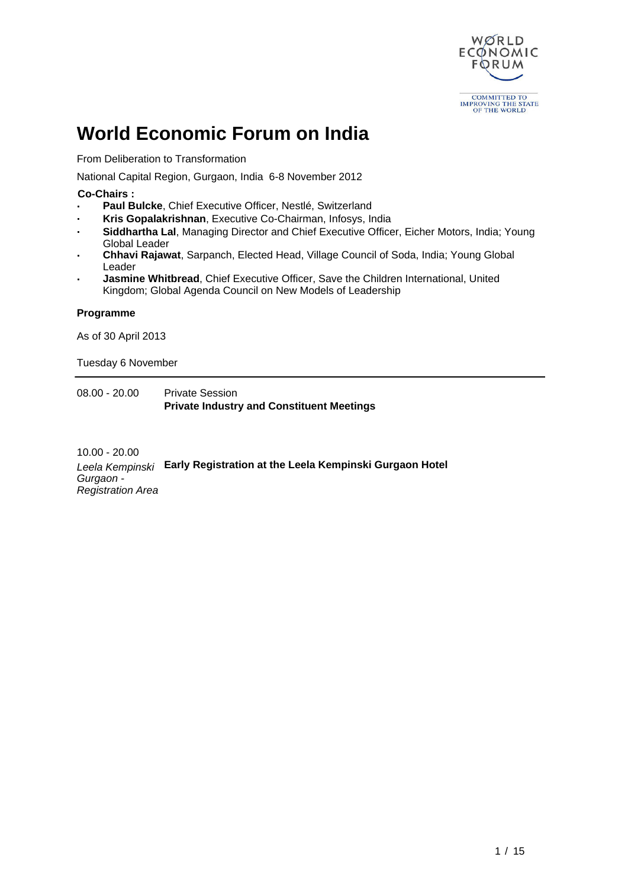# World Economic Forum on India

From Deliberation to Transformation

National Capital Region, Gurgaon, India 6-8 November 2012

**Co-Chairs :**

- **Paul Bulcke**, Chief Executive Officer, Nestlé, Switzerland
- **Kris Gopalakrishnan**, Executive Co-Chairman, Infosys, India
- **Siddhartha Lal**, Managing Director and Chief Executive Officer, Eicher Motors, India; Young Global Leader
- **Chhavi Rajawat**, Sarpanch, Elected Head, Village Council of Soda, India; Young Global Leader
- **Jasmine Whitbread**, Chief Executive Officer, Save the Children International, United Kingdom; Global Agenda Council on New Models of Leadership

**Programme**

As of 30 April 2013

Tuesday 6 November

---

08.00 - 20.00

Private Session

**Private Industry and Constituent Meetings**

10.00 - 20.00

*Leela Kempinski Gurgaon - Registration Area*

**Early Registration at the Leela Kempinski Gurgaon Hotel**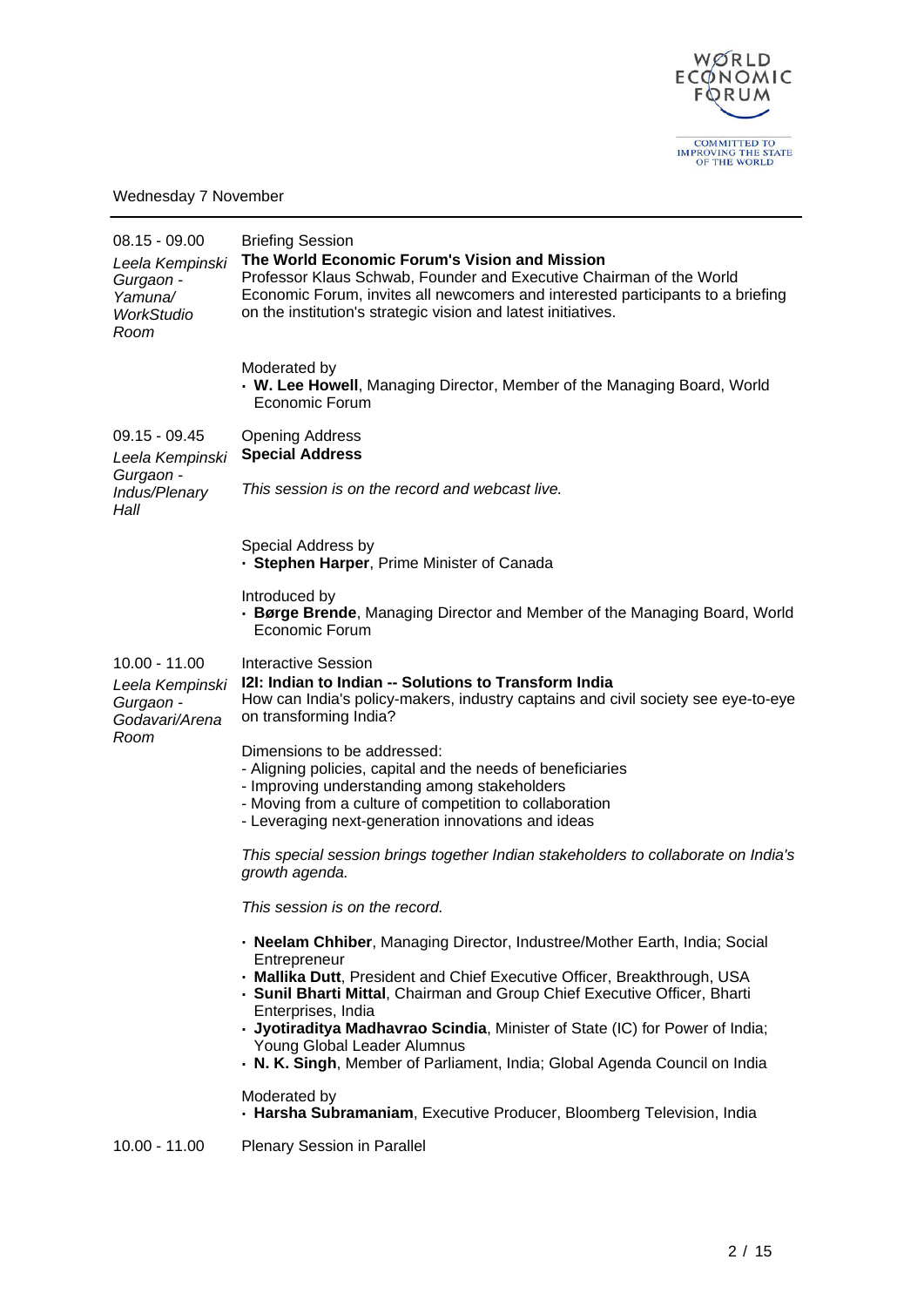Wednesday 7 November

---

**08.15 - 09.00**
*Leela Kempinski Gurgaon - Yamuna/ WorkStudio Room*

Briefing Session
**The World Economic Forum's Vision and Mission**
Professor Klaus Schwab, Founder and Executive Chairman of the World Economic Forum, invites all newcomers and interested participants to a briefing on the institution's strategic vision and latest initiatives.

Moderated by
- **W. Lee Howell**, Managing Director, Member of the Managing Board, World Economic Forum

**09.15 - 09.45**
*Leela Kempinski Gurgaon - Indus/Plenary Hall*

Opening Address
**Special Address**

*This session is on the record and webcast live.*

Special Address by
- **Stephen Harper**, Prime Minister of Canada

Introduced by
- **Børge Brende**, Managing Director and Member of the Managing Board, World Economic Forum

**10.00 - 11.00**
*Leela Kempinski Gurgaon - Godavari/Arena Room*

Interactive Session
**I2I: Indian to Indian -- Solutions to Transform India**
How can India's policy-makers, industry captains and civil society see eye-to-eye on transforming India?

Dimensions to be addressed:
- Aligning policies, capital and the needs of beneficiaries
- Improving understanding among stakeholders
- Moving from a culture of competition to collaboration
- Leveraging next-generation innovations and ideas

*This special session brings together Indian stakeholders to collaborate on India's growth agenda.*

*This session is on the record.*

- **Neelam Chhiber**, Managing Director, Industree/Mother Earth, India; Social Entrepreneur
- **Mallika Dutt**, President and Chief Executive Officer, Breakthrough, USA
- **Sunil Bharti Mittal**, Chairman and Group Chief Executive Officer, Bharti Enterprises, India
- **Jyotiraditya Madhavrao Scindia**, Minister of State (IC) for Power of India; Young Global Leader Alumnus
- **N. K. Singh**, Member of Parliament, India; Global Agenda Council on India

Moderated by
- **Harsha Subramaniam**, Executive Producer, Bloomberg Television, India

**10.00 - 11.00**

Plenary Session in Parallel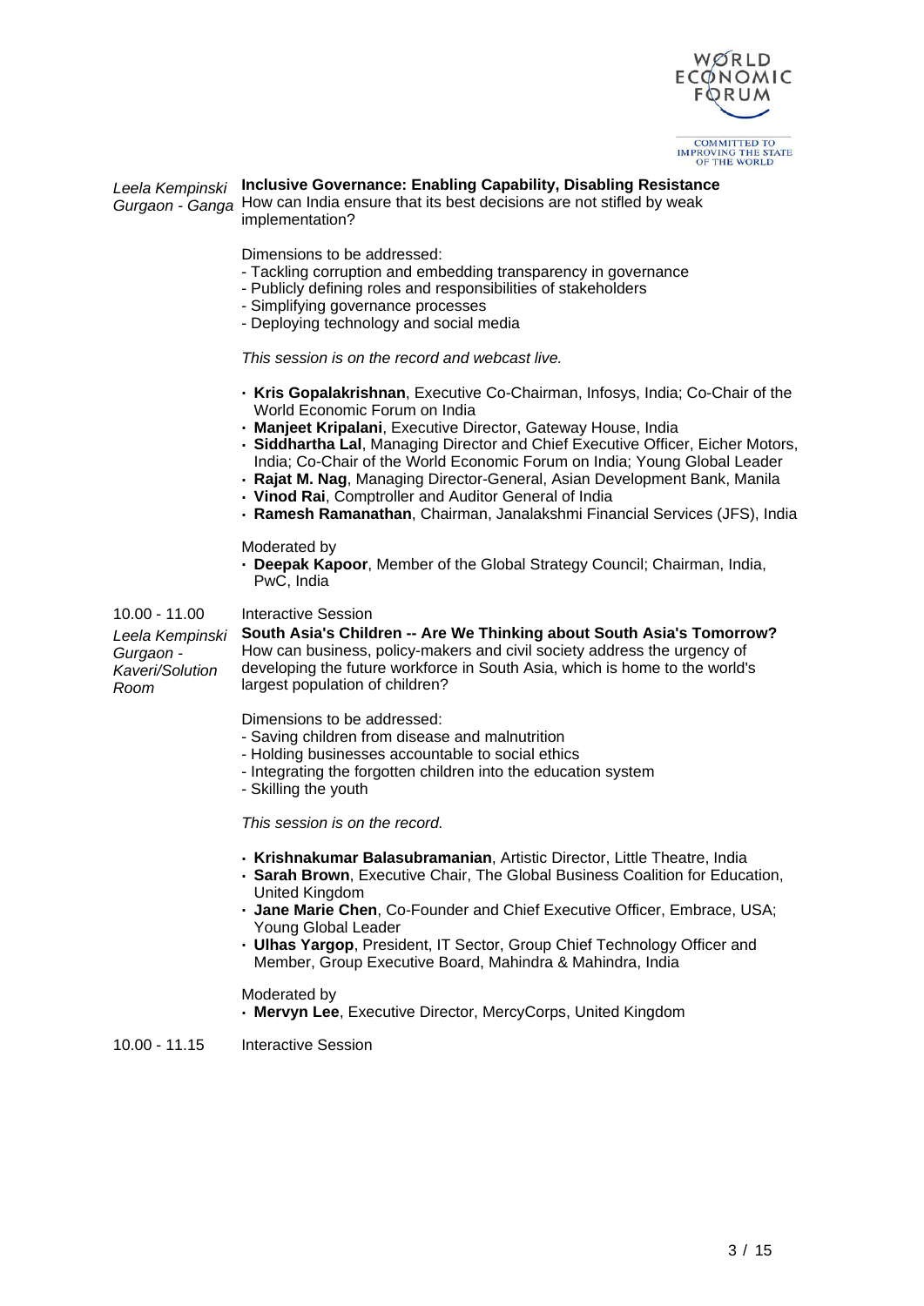*Leela Kempinski Gurgaon - Ganga*

**Inclusive Governance: Enabling Capability, Disabling Resistance**

How can India ensure that its best decisions are not stifled by weak implementation?

Dimensions to be addressed:
- Tackling corruption and embedding transparency in governance
- Publicly defining roles and responsibilities of stakeholders
- Simplifying governance processes
- Deploying technology and social media

*This session is on the record and webcast live.*

- **Kris Gopalakrishnan**, Executive Co-Chairman, Infosys, India; Co-Chair of the World Economic Forum on India
- **Manjeet Kripalani**, Executive Director, Gateway House, India
- **Siddhartha Lal**, Managing Director and Chief Executive Officer, Eicher Motors, India; Co-Chair of the World Economic Forum on India; Young Global Leader
- **Rajat M. Nag**, Managing Director-General, Asian Development Bank, Manila
- **Vinod Rai**, Comptroller and Auditor General of India
- **Ramesh Ramanathan**, Chairman, Janalakshmi Financial Services (JFS), India

Moderated by
- **Deepak Kapoor**, Member of the Global Strategy Council; Chairman, India, PwC, India

10.00 - 11.00 Interactive Session

*Leela Kempinski Gurgaon - Kaveri/Solution Room*

**South Asia's Children -- Are We Thinking about South Asia's Tomorrow?**

How can business, policy-makers and civil society address the urgency of developing the future workforce in South Asia, which is home to the world's largest population of children?

Dimensions to be addressed:
- Saving children from disease and malnutrition
- Holding businesses accountable to social ethics
- Integrating the forgotten children into the education system
- Skilling the youth

*This session is on the record.*

- **Krishnakumar Balasubramanian**, Artistic Director, Little Theatre, India
- **Sarah Brown**, Executive Chair, The Global Business Coalition for Education, United Kingdom
- **Jane Marie Chen**, Co-Founder and Chief Executive Officer, Embrace, USA; Young Global Leader
- **Ulhas Yargop**, President, IT Sector, Group Chief Technology Officer and Member, Group Executive Board, Mahindra & Mahindra, India

Moderated by
- **Mervyn Lee**, Executive Director, MercyCorps, United Kingdom

10.00 - 11.15 Interactive Session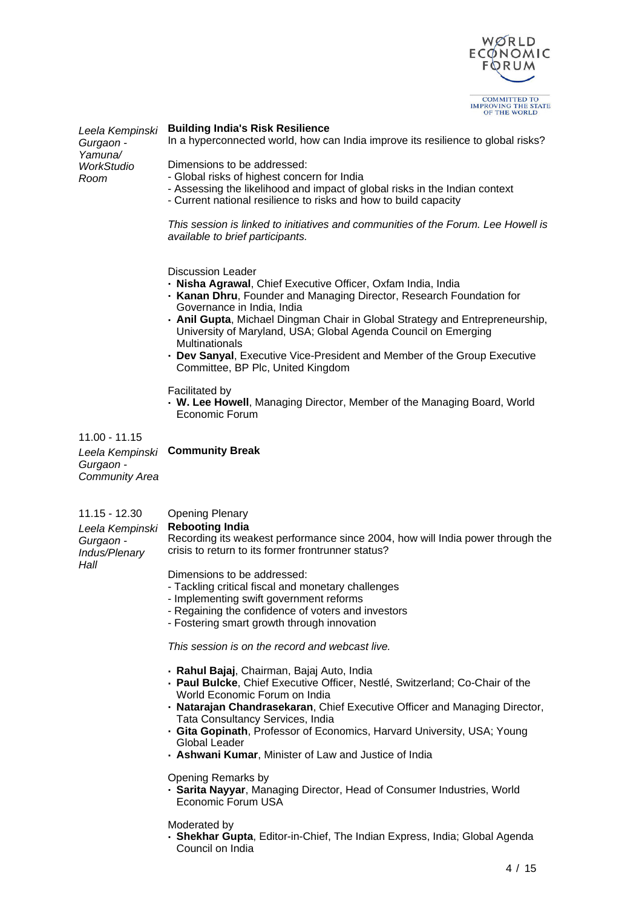*Leela Kempinski Gurgaon - Yamuna/ WorkStudio Room*

**Building India's Risk Resilience**

In a hyperconnected world, how can India improve its resilience to global risks?

Dimensions to be addressed:
- Global risks of highest concern for India
- Assessing the likelihood and impact of global risks in the Indian context
- Current national resilience to risks and how to build capacity

*This session is linked to initiatives and communities of the Forum. Lee Howell is available to brief participants.*

Discussion Leader
- **Nisha Agrawal**, Chief Executive Officer, Oxfam India, India
- **Kanan Dhru**, Founder and Managing Director, Research Foundation for Governance in India, India
- **Anil Gupta**, Michael Dingman Chair in Global Strategy and Entrepreneurship, University of Maryland, USA; Global Agenda Council on Emerging Multinationals
- **Dev Sanyal**, Executive Vice-President and Member of the Group Executive Committee, BP Plc, United Kingdom

Facilitated by
- **W. Lee Howell**, Managing Director, Member of the Managing Board, World Economic Forum

11.00 - 11.15

*Leela Kempinski Gurgaon - Community Area*

**Community Break**

11.15 - 12.30

*Leela Kempinski Gurgaon - Indus/Plenary Hall*

Opening Plenary

**Rebooting India**

Recording its weakest performance since 2004, how will India power through the crisis to return to its former frontrunner status?

Dimensions to be addressed:
- Tackling critical fiscal and monetary challenges
- Implementing swift government reforms
- Regaining the confidence of voters and investors
- Fostering smart growth through innovation

*This session is on the record and webcast live.*

- **Rahul Bajaj**, Chairman, Bajaj Auto, India
- **Paul Bulcke**, Chief Executive Officer, Nestlé, Switzerland; Co-Chair of the World Economic Forum on India
- **Natarajan Chandrasekaran**, Chief Executive Officer and Managing Director, Tata Consultancy Services, India
- **Gita Gopinath**, Professor of Economics, Harvard University, USA; Young Global Leader
- **Ashwani Kumar**, Minister of Law and Justice of India

Opening Remarks by
- **Sarita Nayyar**, Managing Director, Head of Consumer Industries, World Economic Forum USA

Moderated by
- **Shekhar Gupta**, Editor-in-Chief, The Indian Express, India; Global Agenda Council on India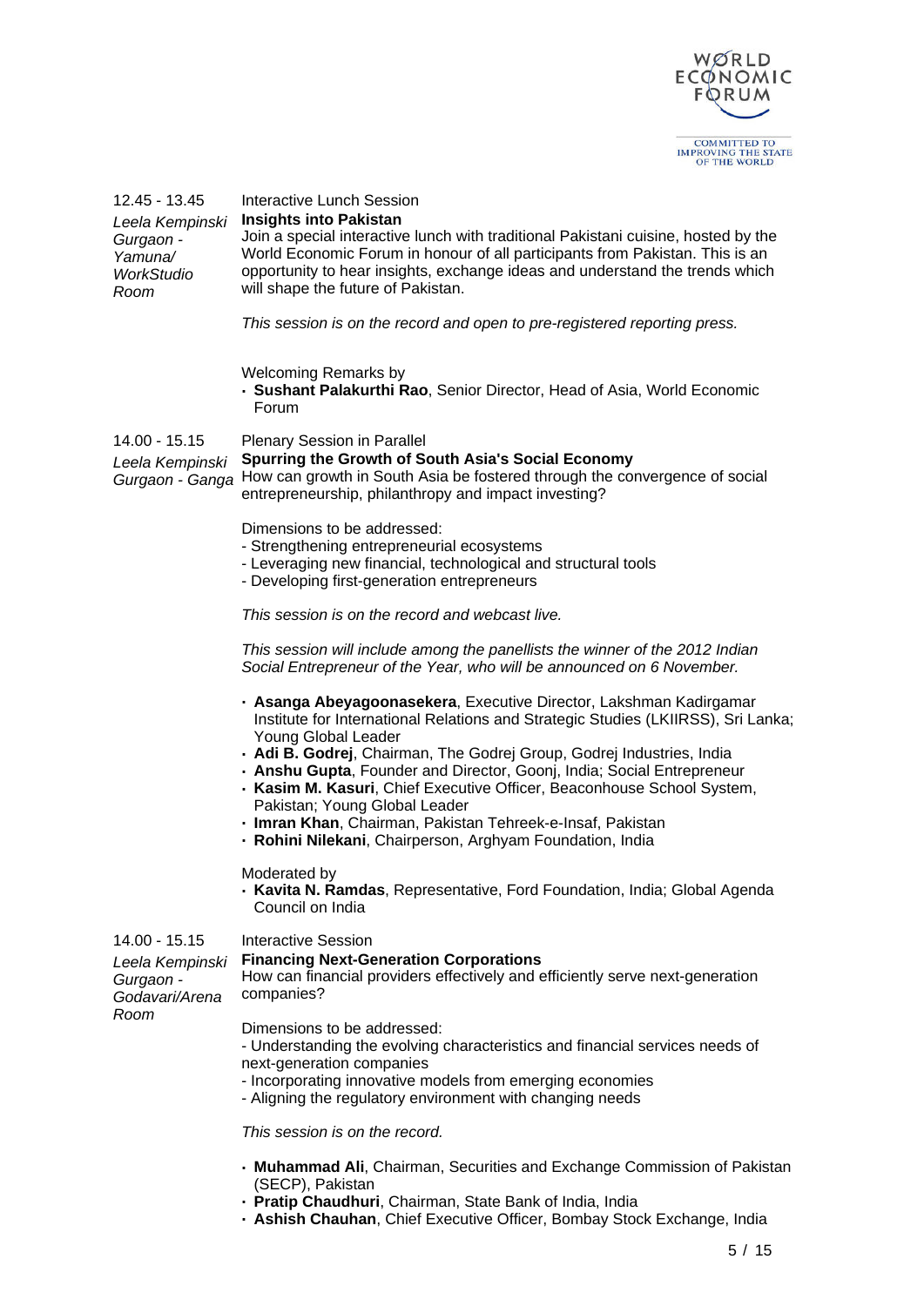12.45 - 13.45

*Leela Kempinski Gurgaon - Yamuna/ WorkStudio Room*

Interactive Lunch Session

**Insights into Pakistan**

Join a special interactive lunch with traditional Pakistani cuisine, hosted by the World Economic Forum in honour of all participants from Pakistan. This is an opportunity to hear insights, exchange ideas and understand the trends which will shape the future of Pakistan.

*This session is on the record and open to pre-registered reporting press.*

Welcoming Remarks by

- **Sushant Palakurthi Rao**, Senior Director, Head of Asia, World Economic Forum

14.00 - 15.15

*Leela Kempinski Gurgaon - Ganga*

Plenary Session in Parallel

**Spurring the Growth of South Asia's Social Economy**

How can growth in South Asia be fostered through the convergence of social entrepreneurship, philanthropy and impact investing?

Dimensions to be addressed:
- Strengthening entrepreneurial ecosystems
- Leveraging new financial, technological and structural tools
- Developing first-generation entrepreneurs

*This session is on the record and webcast live.*

*This session will include among the panellists the winner of the 2012 Indian Social Entrepreneur of the Year, who will be announced on 6 November.*

- **Asanga Abeyagoonasekera**, Executive Director, Lakshman Kadirgamar Institute for International Relations and Strategic Studies (LKIIRSS), Sri Lanka; Young Global Leader
- **Adi B. Godrej**, Chairman, The Godrej Group, Godrej Industries, India
- **Anshu Gupta**, Founder and Director, Goonj, India; Social Entrepreneur
- **Kasim M. Kasuri**, Chief Executive Officer, Beaconhouse School System, Pakistan; Young Global Leader
- **Imran Khan**, Chairman, Pakistan Tehreek-e-Insaf, Pakistan
- **Rohini Nilekani**, Chairperson, Arghyam Foundation, India

Moderated by

- **Kavita N. Ramdas**, Representative, Ford Foundation, India; Global Agenda Council on India

14.00 - 15.15

*Leela Kempinski Gurgaon - Godavari/Arena Room*

Interactive Session

**Financing Next-Generation Corporations**

How can financial providers effectively and efficiently serve next-generation companies?

Dimensions to be addressed:
- Understanding the evolving characteristics and financial services needs of next-generation companies
- Incorporating innovative models from emerging economies
- Aligning the regulatory environment with changing needs

*This session is on the record.*

- **Muhammad Ali**, Chairman, Securities and Exchange Commission of Pakistan (SECP), Pakistan
- **Pratip Chaudhuri**, Chairman, State Bank of India, India
- **Ashish Chauhan**, Chief Executive Officer, Bombay Stock Exchange, India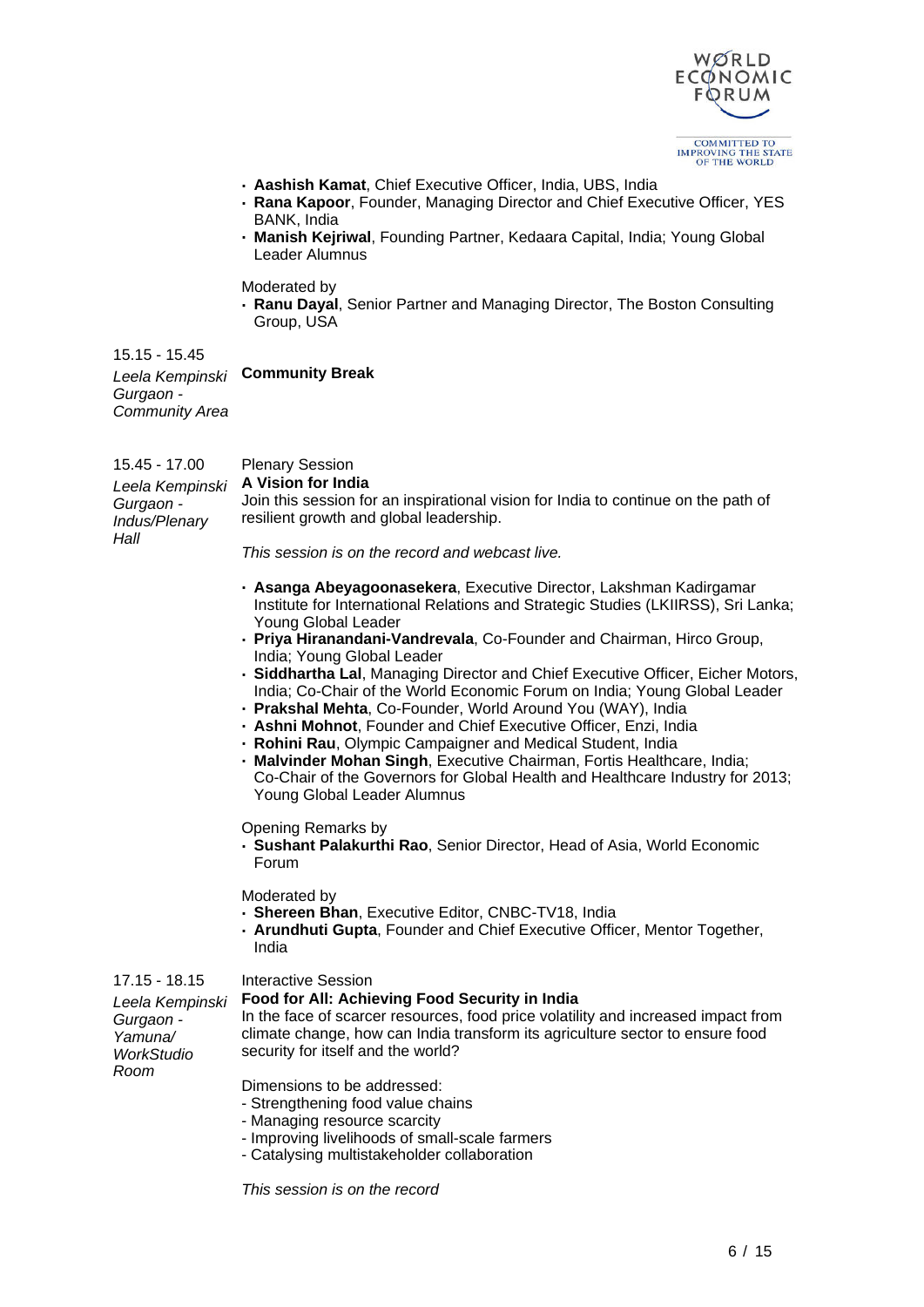- **Aashish Kamat**, Chief Executive Officer, India, UBS, India
- **Rana Kapoor**, Founder, Managing Director and Chief Executive Officer, YES BANK, India
- **Manish Kejriwal**, Founding Partner, Kedaara Capital, India; Young Global Leader Alumnus

Moderated by

- **Ranu Dayal**, Senior Partner and Managing Director, The Boston Consulting Group, USA

15.15 - 15.45

*Leela Kempinski Gurgaon - Community Area*

**Community Break**

15.45 - 17.00

*Leela Kempinski Gurgaon - Indus/Plenary Hall*

Plenary Session

**A Vision for India**

Join this session for an inspirational vision for India to continue on the path of resilient growth and global leadership.

*This session is on the record and webcast live.*

- **Asanga Abeyagoonasekera**, Executive Director, Lakshman Kadirgamar Institute for International Relations and Strategic Studies (LKIIRSS), Sri Lanka; Young Global Leader
- **Priya Hiranandani-Vandrevala**, Co-Founder and Chairman, Hirco Group, India; Young Global Leader
- **Siddhartha Lal**, Managing Director and Chief Executive Officer, Eicher Motors, India; Co-Chair of the World Economic Forum on India; Young Global Leader
- **Prakshal Mehta**, Co-Founder, World Around You (WAY), India
- **Ashni Mohnot**, Founder and Chief Executive Officer, Enzi, India
- **Rohini Rau**, Olympic Campaigner and Medical Student, India
- **Malvinder Mohan Singh**, Executive Chairman, Fortis Healthcare, India; Co-Chair of the Governors for Global Health and Healthcare Industry for 2013; Young Global Leader Alumnus

Opening Remarks by

- **Sushant Palakurthi Rao**, Senior Director, Head of Asia, World Economic Forum

Moderated by

- **Shereen Bhan**, Executive Editor, CNBC-TV18, India
- **Arundhuti Gupta**, Founder and Chief Executive Officer, Mentor Together, India

17.15 - 18.15

*Leela Kempinski Gurgaon - Yamuna/ WorkStudio Room*

Interactive Session

**Food for All: Achieving Food Security in India**

In the face of scarcer resources, food price volatility and increased impact from climate change, how can India transform its agriculture sector to ensure food security for itself and the world?

Dimensions to be addressed:

- Strengthening food value chains
- Managing resource scarcity
- Improving livelihoods of small-scale farmers
- Catalysing multistakeholder collaboration

*This session is on the record*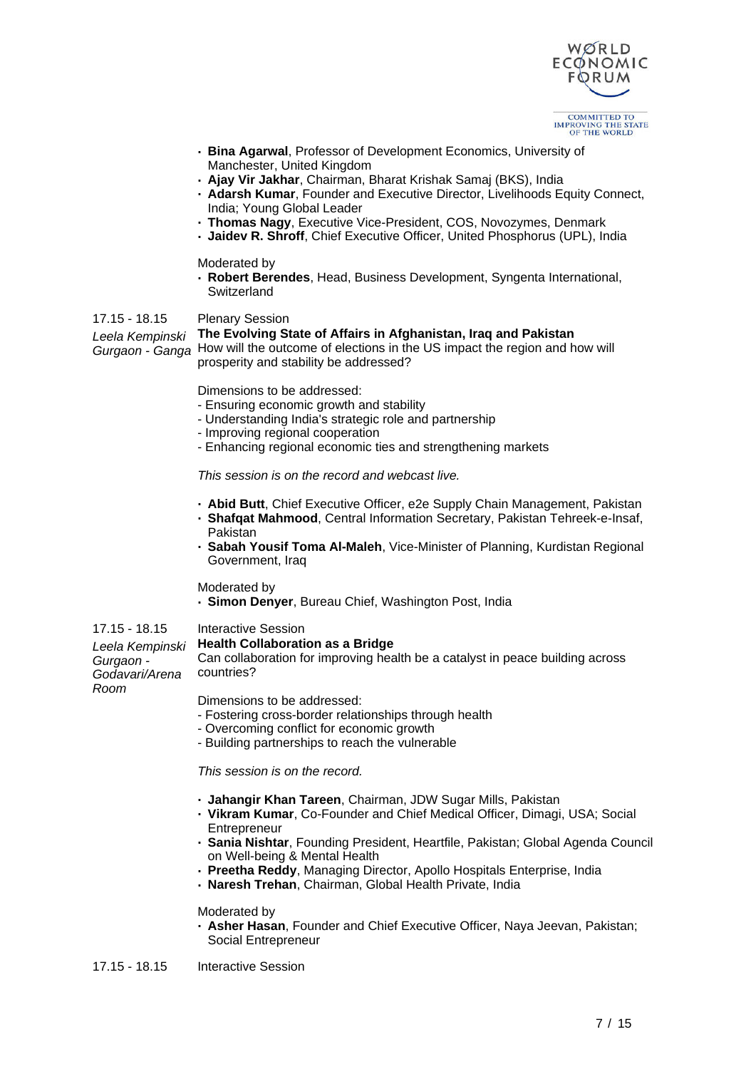- **Bina Agarwal**, Professor of Development Economics, University of Manchester, United Kingdom
- **Ajay Vir Jakhar**, Chairman, Bharat Krishak Samaj (BKS), India
- **Adarsh Kumar**, Founder and Executive Director, Livelihoods Equity Connect, India; Young Global Leader
- **Thomas Nagy**, Executive Vice-President, COS, Novozymes, Denmark
- **Jaidev R. Shroff**, Chief Executive Officer, United Phosphorus (UPL), India

Moderated by

- **Robert Berendes**, Head, Business Development, Syngenta International, Switzerland

17.15 - 18.15 Plenary Session

*Leela Kempinski Gurgaon - Ganga*

**The Evolving State of Affairs in Afghanistan, Iraq and Pakistan**

How will the outcome of elections in the US impact the region and how will prosperity and stability be addressed?

Dimensions to be addressed:
- Ensuring economic growth and stability
- Understanding India's strategic role and partnership
- Improving regional cooperation
- Enhancing regional economic ties and strengthening markets

*This session is on the record and webcast live.*

- **Abid Butt**, Chief Executive Officer, e2e Supply Chain Management, Pakistan
- **Shafqat Mahmood**, Central Information Secretary, Pakistan Tehreek-e-Insaf, Pakistan
- **Sabah Yousif Toma Al-Maleh**, Vice-Minister of Planning, Kurdistan Regional Government, Iraq

Moderated by

- **Simon Denyer**, Bureau Chief, Washington Post, India

17.15 - 18.15 Interactive Session

*Leela Kempinski Gurgaon - Godavari/Arena Room*

**Health Collaboration as a Bridge**

Can collaboration for improving health be a catalyst in peace building across countries?

Dimensions to be addressed:
- Fostering cross-border relationships through health
- Overcoming conflict for economic growth
- Building partnerships to reach the vulnerable

*This session is on the record.*

- **Jahangir Khan Tareen**, Chairman, JDW Sugar Mills, Pakistan
- **Vikram Kumar**, Co-Founder and Chief Medical Officer, Dimagi, USA; Social Entrepreneur
- **Sania Nishtar**, Founding President, Heartfile, Pakistan; Global Agenda Council on Well-being & Mental Health
- **Preetha Reddy**, Managing Director, Apollo Hospitals Enterprise, India
- **Naresh Trehan**, Chairman, Global Health Private, India

Moderated by

- **Asher Hasan**, Founder and Chief Executive Officer, Naya Jeevan, Pakistan; Social Entrepreneur

17.15 - 18.15 Interactive Session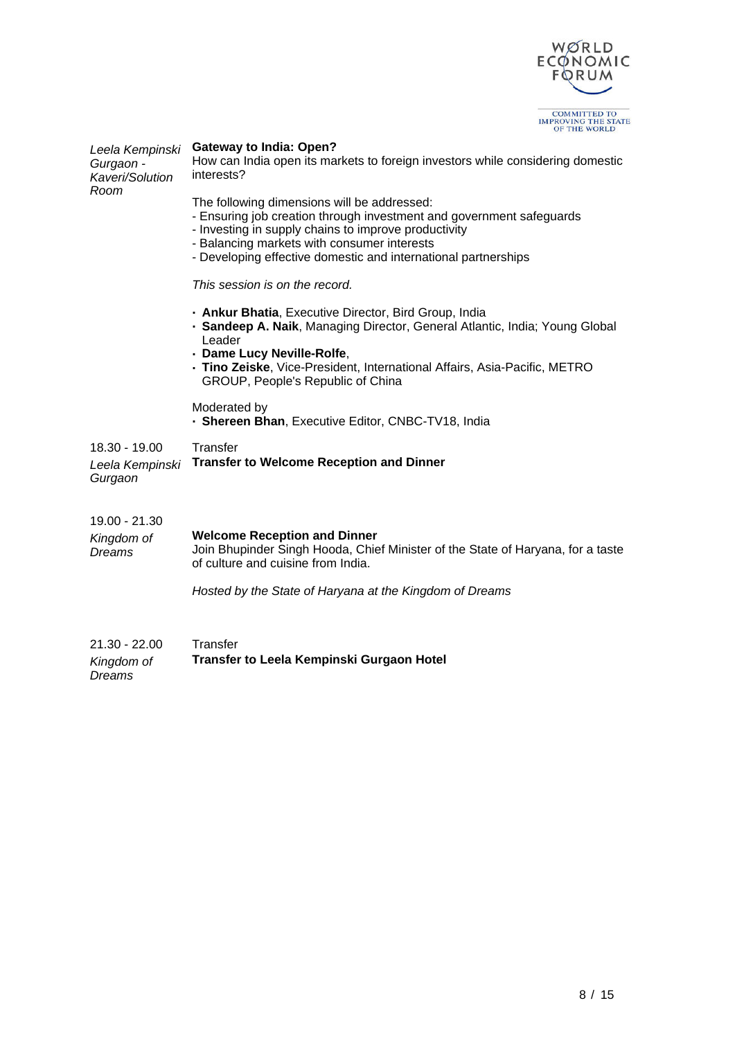*Leela Kempinski Gurgaon - Kaveri/Solution Room*

**Gateway to India: Open?**

How can India open its markets to foreign investors while considering domestic interests?

The following dimensions will be addressed:
- Ensuring job creation through investment and government safeguards
- Investing in supply chains to improve productivity
- Balancing markets with consumer interests
- Developing effective domestic and international partnerships

*This session is on the record.*

- **Ankur Bhatia**, Executive Director, Bird Group, India
- **Sandeep A. Naik**, Managing Director, General Atlantic, India; Young Global Leader
- **Dame Lucy Neville-Rolfe**,
- **Tino Zeiske**, Vice-President, International Affairs, Asia-Pacific, METRO GROUP, People's Republic of China

Moderated by
- **Shereen Bhan**, Executive Editor, CNBC-TV18, India

18.30 - 19.00

*Leela Kempinski Gurgaon*

Transfer

**Transfer to Welcome Reception and Dinner**

19.00 - 21.30

*Kingdom of Dreams*

**Welcome Reception and Dinner**

Join Bhupinder Singh Hooda, Chief Minister of the State of Haryana, for a taste of culture and cuisine from India.

*Hosted by the State of Haryana at the Kingdom of Dreams*

21.30 - 22.00

*Kingdom of Dreams*

Transfer

**Transfer to Leela Kempinski Gurgaon Hotel**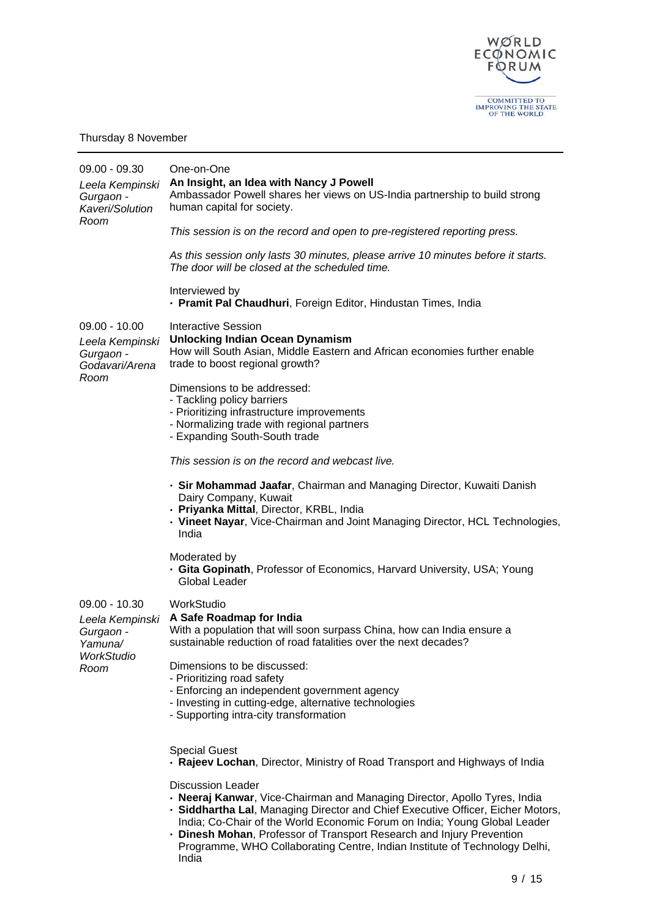Thursday 8 November

---

**09.00 - 09.30**
*Leela Kempinski Gurgaon - Kaveri/Solution Room*

One-on-One
**An Insight, an Idea with Nancy J Powell**
Ambassador Powell shares her views on US-India partnership to build strong human capital for society.

*This session is on the record and open to pre-registered reporting press.*

*As this session only lasts 30 minutes, please arrive 10 minutes before it starts. The door will be closed at the scheduled time.*

Interviewed by
- **Pramit Pal Chaudhuri**, Foreign Editor, Hindustan Times, India

**09.00 - 10.00**
*Leela Kempinski Gurgaon - Godavari/Arena Room*

Interactive Session
**Unlocking Indian Ocean Dynamism**
How will South Asian, Middle Eastern and African economies further enable trade to boost regional growth?

Dimensions to be addressed:
- Tackling policy barriers
- Prioritizing infrastructure improvements
- Normalizing trade with regional partners
- Expanding South-South trade

*This session is on the record and webcast live.*

- **Sir Mohammad Jaafar**, Chairman and Managing Director, Kuwaiti Danish Dairy Company, Kuwait
- **Priyanka Mittal**, Director, KRBL, India
- **Vineet Nayar**, Vice-Chairman and Joint Managing Director, HCL Technologies, India

Moderated by
- **Gita Gopinath**, Professor of Economics, Harvard University, USA; Young Global Leader

**09.00 - 10.30**
*Leela Kempinski Gurgaon - Yamuna/ WorkStudio Room*

WorkStudio
**A Safe Roadmap for India**
With a population that will soon surpass China, how can India ensure a sustainable reduction of road fatalities over the next decades?

Dimensions to be discussed:
- Prioritizing road safety
- Enforcing an independent government agency
- Investing in cutting-edge, alternative technologies
- Supporting intra-city transformation

Special Guest
- **Rajeev Lochan**, Director, Ministry of Road Transport and Highways of India

Discussion Leader
- **Neeraj Kanwar**, Vice-Chairman and Managing Director, Apollo Tyres, India
- **Siddhartha Lal**, Managing Director and Chief Executive Officer, Eicher Motors, India; Co-Chair of the World Economic Forum on India; Young Global Leader
- **Dinesh Mohan**, Professor of Transport Research and Injury Prevention Programme, WHO Collaborating Centre, Indian Institute of Technology Delhi, India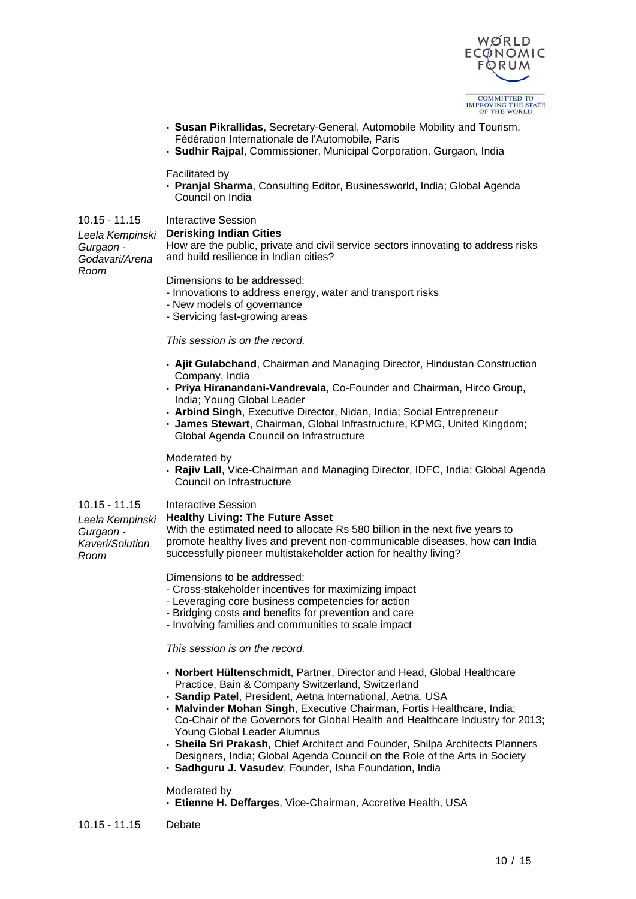- **Susan Pikrallidas**, Secretary-General, Automobile Mobility and Tourism, Fédération Internationale de l'Automobile, Paris
- **Sudhir Rajpal**, Commissioner, Municipal Corporation, Gurgaon, India

Facilitated by

- **Pranjal Sharma**, Consulting Editor, Businessworld, India; Global Agenda Council on India

10.15 - 11.15

*Leela Kempinski Gurgaon - Godavari/Arena Room*

Interactive Session

**Derisking Indian Cities**

How are the public, private and civil service sectors innovating to address risks and build resilience in Indian cities?

Dimensions to be addressed:
- Innovations to address energy, water and transport risks
- New models of governance
- Servicing fast-growing areas

*This session is on the record.*

- **Ajit Gulabchand**, Chairman and Managing Director, Hindustan Construction Company, India
- **Priya Hiranandani-Vandrevala**, Co-Founder and Chairman, Hirco Group, India; Young Global Leader
- **Arbind Singh**, Executive Director, Nidan, India; Social Entrepreneur
- **James Stewart**, Chairman, Global Infrastructure, KPMG, United Kingdom; Global Agenda Council on Infrastructure

Moderated by

- **Rajiv Lall**, Vice-Chairman and Managing Director, IDFC, India; Global Agenda Council on Infrastructure

10.15 - 11.15

*Leela Kempinski Gurgaon - Kaveri/Solution Room*

Interactive Session

**Healthy Living: The Future Asset**

With the estimated need to allocate Rs 580 billion in the next five years to promote healthy lives and prevent non-communicable diseases, how can India successfully pioneer multistakeholder action for healthy living?

Dimensions to be addressed:
- Cross-stakeholder incentives for maximizing impact
- Leveraging core business competencies for action
- Bridging costs and benefits for prevention and care
- Involving families and communities to scale impact

*This session is on the record.*

- **Norbert Hültenschmidt**, Partner, Director and Head, Global Healthcare Practice, Bain & Company Switzerland, Switzerland
- **Sandip Patel**, President, Aetna International, Aetna, USA
- **Malvinder Mohan Singh**, Executive Chairman, Fortis Healthcare, India; Co-Chair of the Governors for Global Health and Healthcare Industry for 2013; Young Global Leader Alumnus
- **Sheila Sri Prakash**, Chief Architect and Founder, Shilpa Architects Planners Designers, India; Global Agenda Council on the Role of the Arts in Society
- **Sadhguru J. Vasudev**, Founder, Isha Foundation, India

Moderated by

- **Etienne H. Deffarges**, Vice-Chairman, Accretive Health, USA

10.15 - 11.15

Debate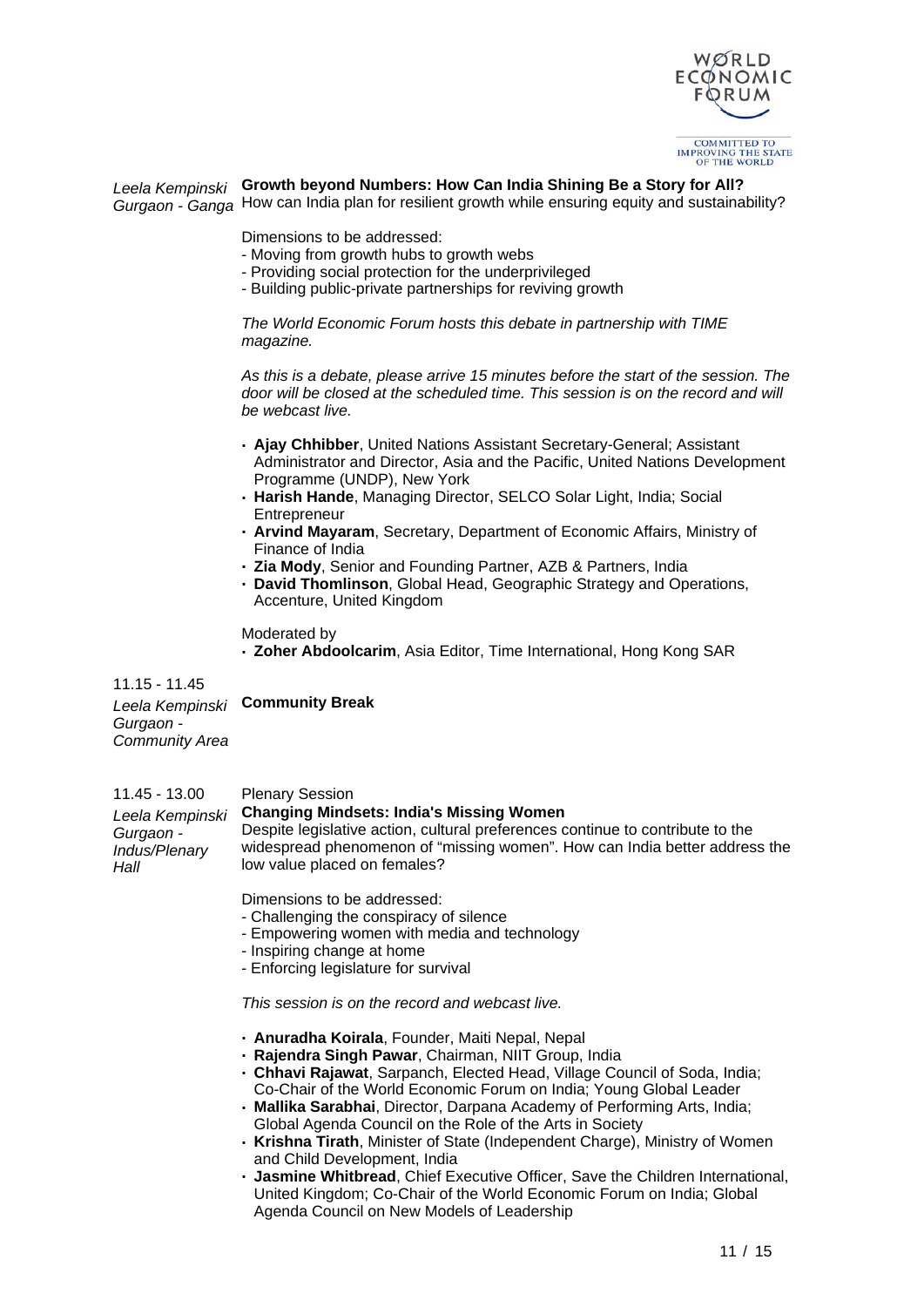*Leela Kempinski Gurgaon - Ganga*

**Growth beyond Numbers: How Can India Shining Be a Story for All?**
How can India plan for resilient growth while ensuring equity and sustainability?

Dimensions to be addressed:
- Moving from growth hubs to growth webs
- Providing social protection for the underprivileged
- Building public-private partnerships for reviving growth

*The World Economic Forum hosts this debate in partnership with TIME magazine.*

*As this is a debate, please arrive 15 minutes before the start of the session. The door will be closed at the scheduled time. This session is on the record and will be webcast live.*

- **Ajay Chhibber**, United Nations Assistant Secretary-General; Assistant Administrator and Director, Asia and the Pacific, United Nations Development Programme (UNDP), New York
- **Harish Hande**, Managing Director, SELCO Solar Light, India; Social Entrepreneur
- **Arvind Mayaram**, Secretary, Department of Economic Affairs, Ministry of Finance of India
- **Zia Mody**, Senior and Founding Partner, AZB & Partners, India
- **David Thomlinson**, Global Head, Geographic Strategy and Operations, Accenture, United Kingdom

Moderated by
- **Zoher Abdoolcarim**, Asia Editor, Time International, Hong Kong SAR

11.15 - 11.45

*Leela Kempinski Gurgaon - Community Area*

**Community Break**

11.45 - 13.00

*Leela Kempinski Gurgaon - Indus/Plenary Hall*

Plenary Session
**Changing Mindsets: India's Missing Women**
Despite legislative action, cultural preferences continue to contribute to the widespread phenomenon of "missing women". How can India better address the low value placed on females?

Dimensions to be addressed:
- Challenging the conspiracy of silence
- Empowering women with media and technology
- Inspiring change at home
- Enforcing legislature for survival

*This session is on the record and webcast live.*

- **Anuradha Koirala**, Founder, Maiti Nepal, Nepal
- **Rajendra Singh Pawar**, Chairman, NIIT Group, India
- **Chhavi Rajawat**, Sarpanch, Elected Head, Village Council of Soda, India; Co-Chair of the World Economic Forum on India; Young Global Leader
- **Mallika Sarabhai**, Director, Darpana Academy of Performing Arts, India; Global Agenda Council on the Role of the Arts in Society
- **Krishna Tirath**, Minister of State (Independent Charge), Ministry of Women and Child Development, India
- **Jasmine Whitbread**, Chief Executive Officer, Save the Children International, United Kingdom; Co-Chair of the World Economic Forum on India; Global Agenda Council on New Models of Leadership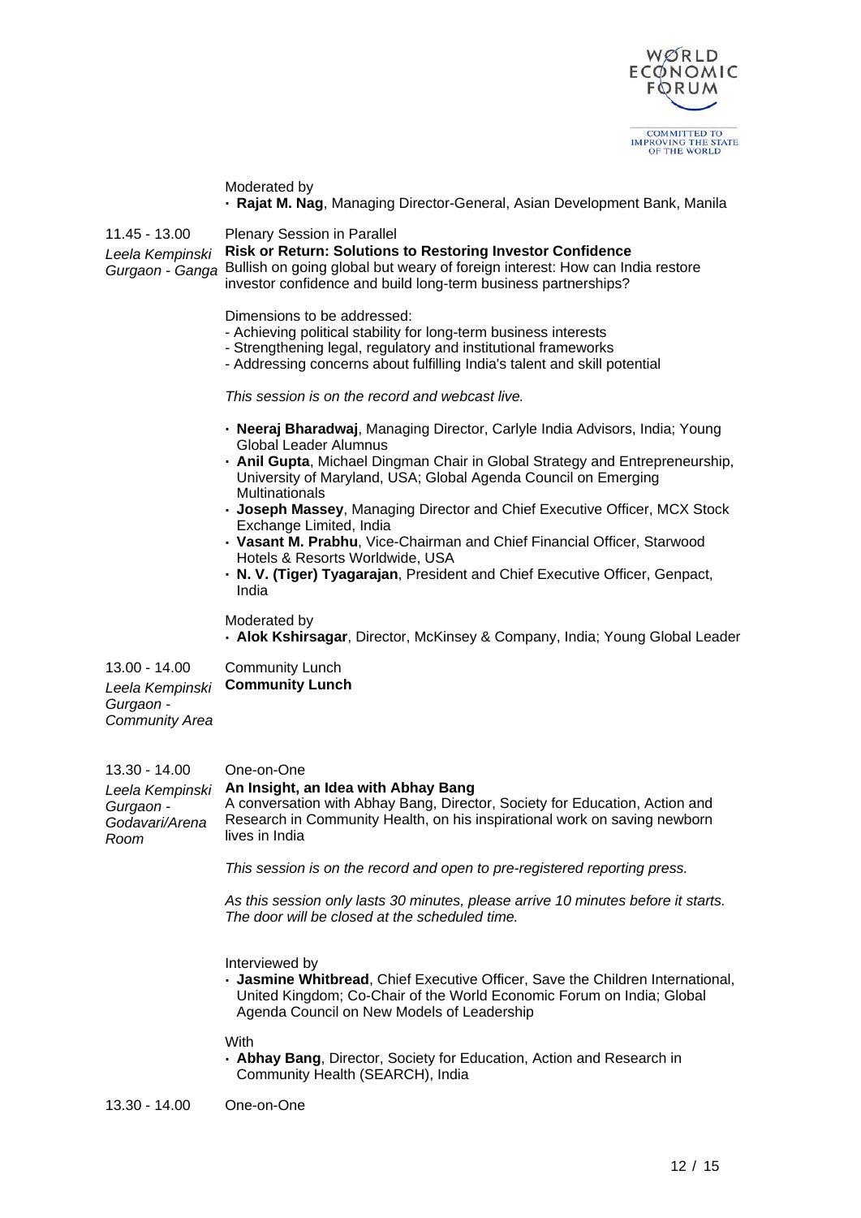Moderated by

- **Rajat M. Nag**, Managing Director-General, Asian Development Bank, Manila

11.45 - 13.00
*Leela Kempinski Gurgaon - Ganga*

Plenary Session in Parallel

**Risk or Return: Solutions to Restoring Investor Confidence**

Bullish on going global but weary of foreign interest: How can India restore investor confidence and build long-term business partnerships?

Dimensions to be addressed:
- Achieving political stability for long-term business interests
- Strengthening legal, regulatory and institutional frameworks
- Addressing concerns about fulfilling India's talent and skill potential

*This session is on the record and webcast live.*

- **Neeraj Bharadwaj**, Managing Director, Carlyle India Advisors, India; Young Global Leader Alumnus
- **Anil Gupta**, Michael Dingman Chair in Global Strategy and Entrepreneurship, University of Maryland, USA; Global Agenda Council on Emerging Multinationals
- **Joseph Massey**, Managing Director and Chief Executive Officer, MCX Stock Exchange Limited, India
- **Vasant M. Prabhu**, Vice-Chairman and Chief Financial Officer, Starwood Hotels & Resorts Worldwide, USA
- **N. V. (Tiger) Tyagarajan**, President and Chief Executive Officer, Genpact, India

Moderated by

- **Alok Kshirsagar**, Director, McKinsey & Company, India; Young Global Leader

13.00 - 14.00
*Leela Kempinski Gurgaon - Community Area*

Community Lunch

**Community Lunch**

13.30 - 14.00
*Leela Kempinski Gurgaon - Godavari/Arena Room*

One-on-One

**An Insight, an Idea with Abhay Bang**

A conversation with Abhay Bang, Director, Society for Education, Action and Research in Community Health, on his inspirational work on saving newborn lives in India

*This session is on the record and open to pre-registered reporting press.*

*As this session only lasts 30 minutes, please arrive 10 minutes before it starts. The door will be closed at the scheduled time.*

Interviewed by

- **Jasmine Whitbread**, Chief Executive Officer, Save the Children International, United Kingdom; Co-Chair of the World Economic Forum on India; Global Agenda Council on New Models of Leadership

With

- **Abhay Bang**, Director, Society for Education, Action and Research in Community Health (SEARCH), India

13.30 - 14.00

One-on-One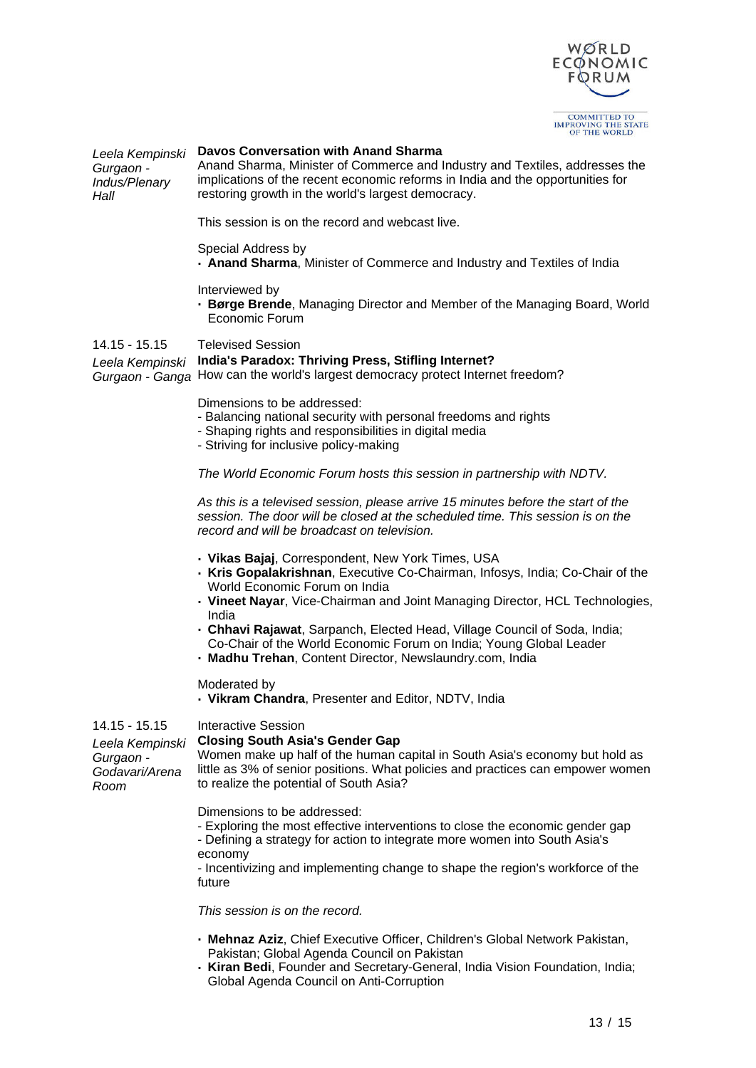Leela Kempinski Gurgaon - Indus/Plenary Hall

**Davos Conversation with Anand Sharma**

Anand Sharma, Minister of Commerce and Industry and Textiles, addresses the implications of the recent economic reforms in India and the opportunities for restoring growth in the world's largest democracy.

This session is on the record and webcast live.

Special Address by

- **Anand Sharma**, Minister of Commerce and Industry and Textiles of India

Interviewed by

- **Børge Brende**, Managing Director and Member of the Managing Board, World Economic Forum

14.15 - 15.15

*Leela Kempinski Gurgaon - Ganga*

Televised Session

**India's Paradox: Thriving Press, Stifling Internet?**

How can the world's largest democracy protect Internet freedom?

Dimensions to be addressed:
- Balancing national security with personal freedoms and rights
- Shaping rights and responsibilities in digital media
- Striving for inclusive policy-making

*The World Economic Forum hosts this session in partnership with NDTV.*

*As this is a televised session, please arrive 15 minutes before the start of the session. The door will be closed at the scheduled time. This session is on the record and will be broadcast on television.*

- **Vikas Bajaj**, Correspondent, New York Times, USA
- **Kris Gopalakrishnan**, Executive Co-Chairman, Infosys, India; Co-Chair of the World Economic Forum on India
- **Vineet Nayar**, Vice-Chairman and Joint Managing Director, HCL Technologies, India
- **Chhavi Rajawat**, Sarpanch, Elected Head, Village Council of Soda, India; Co-Chair of the World Economic Forum on India; Young Global Leader
- **Madhu Trehan**, Content Director, Newslaundry.com, India

Moderated by

- **Vikram Chandra**, Presenter and Editor, NDTV, India

14.15 - 15.15

*Leela Kempinski Gurgaon - Godavari/Arena Room*

Interactive Session

**Closing South Asia's Gender Gap**

Women make up half of the human capital in South Asia's economy but hold as little as 3% of senior positions. What policies and practices can empower women to realize the potential of South Asia?

Dimensions to be addressed:
- Exploring the most effective interventions to close the economic gender gap
- Defining a strategy for action to integrate more women into South Asia's economy
- Incentivizing and implementing change to shape the region's workforce of the future

*This session is on the record.*

- **Mehnaz Aziz**, Chief Executive Officer, Children's Global Network Pakistan, Pakistan; Global Agenda Council on Pakistan
- **Kiran Bedi**, Founder and Secretary-General, India Vision Foundation, India; Global Agenda Council on Anti-Corruption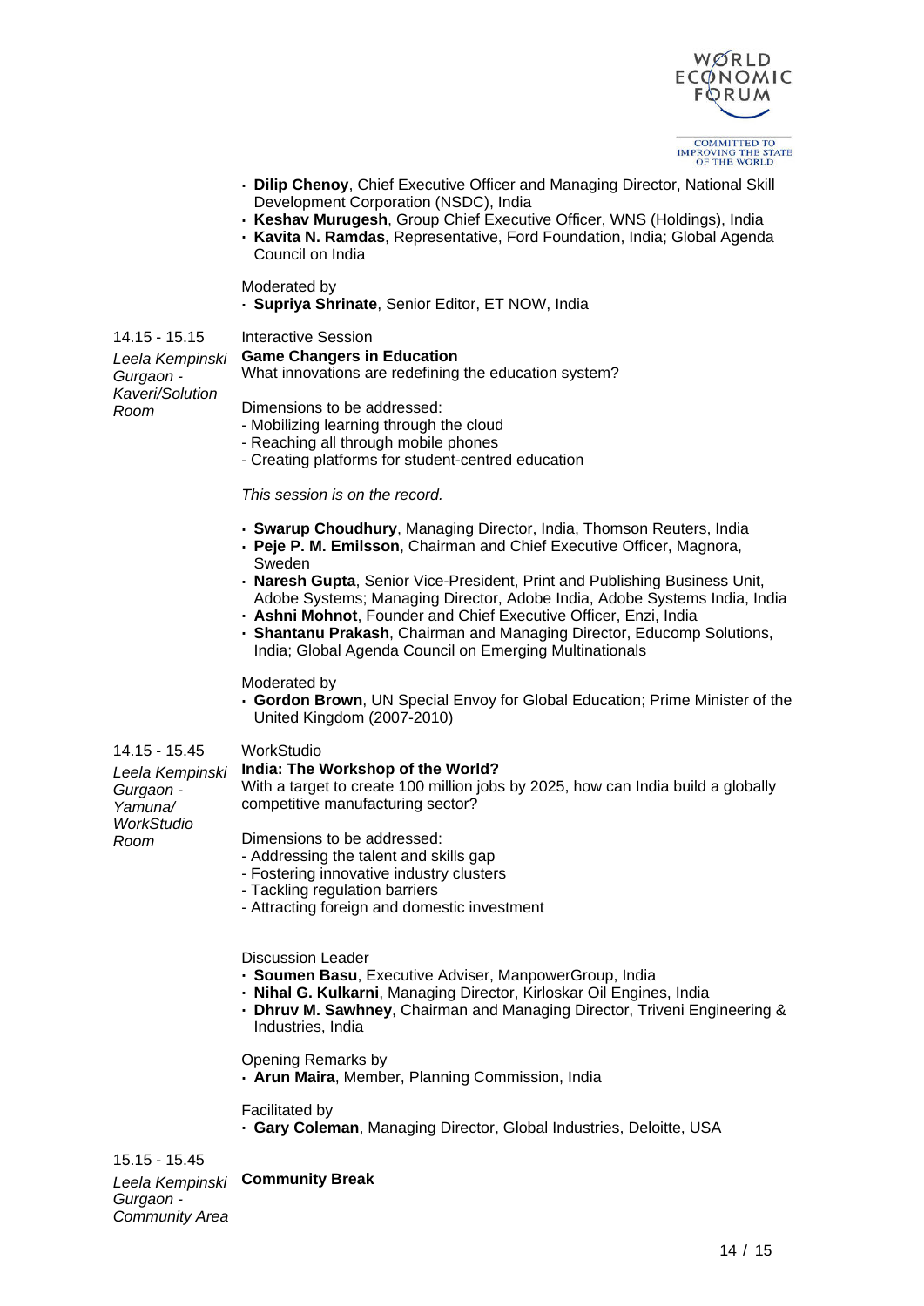- **Dilip Chenoy**, Chief Executive Officer and Managing Director, National Skill Development Corporation (NSDC), India
- **Keshav Murugesh**, Group Chief Executive Officer, WNS (Holdings), India
- **Kavita N. Ramdas**, Representative, Ford Foundation, India; Global Agenda Council on India

Moderated by

- **Supriya Shrinate**, Senior Editor, ET NOW, India

14.15 - 15.15

*Leela Kempinski Gurgaon - Kaveri/Solution Room*

Interactive Session

**Game Changers in Education**

What innovations are redefining the education system?

Dimensions to be addressed:
- Mobilizing learning through the cloud
- Reaching all through mobile phones
- Creating platforms for student-centred education

*This session is on the record.*

- **Swarup Choudhury**, Managing Director, India, Thomson Reuters, India
- **Peje P. M. Emilsson**, Chairman and Chief Executive Officer, Magnora, Sweden
- **Naresh Gupta**, Senior Vice-President, Print and Publishing Business Unit, Adobe Systems; Managing Director, Adobe India, Adobe Systems India, India
- **Ashni Mohnot**, Founder and Chief Executive Officer, Enzi, India
- **Shantanu Prakash**, Chairman and Managing Director, Educomp Solutions, India; Global Agenda Council on Emerging Multinationals

Moderated by

- **Gordon Brown**, UN Special Envoy for Global Education; Prime Minister of the United Kingdom (2007-2010)

14.15 - 15.45

*Leela Kempinski Gurgaon - Yamuna/ WorkStudio Room*

WorkStudio

**India: The Workshop of the World?**

With a target to create 100 million jobs by 2025, how can India build a globally competitive manufacturing sector?

Dimensions to be addressed:
- Addressing the talent and skills gap
- Fostering innovative industry clusters
- Tackling regulation barriers
- Attracting foreign and domestic investment

Discussion Leader

- **Soumen Basu**, Executive Adviser, ManpowerGroup, India
- **Nihal G. Kulkarni**, Managing Director, Kirloskar Oil Engines, India
- **Dhruv M. Sawhney**, Chairman and Managing Director, Triveni Engineering & Industries, India

Opening Remarks by

- **Arun Maira**, Member, Planning Commission, India

Facilitated by

- **Gary Coleman**, Managing Director, Global Industries, Deloitte, USA

15.15 - 15.45

*Leela Kempinski Gurgaon - Community Area*

**Community Break**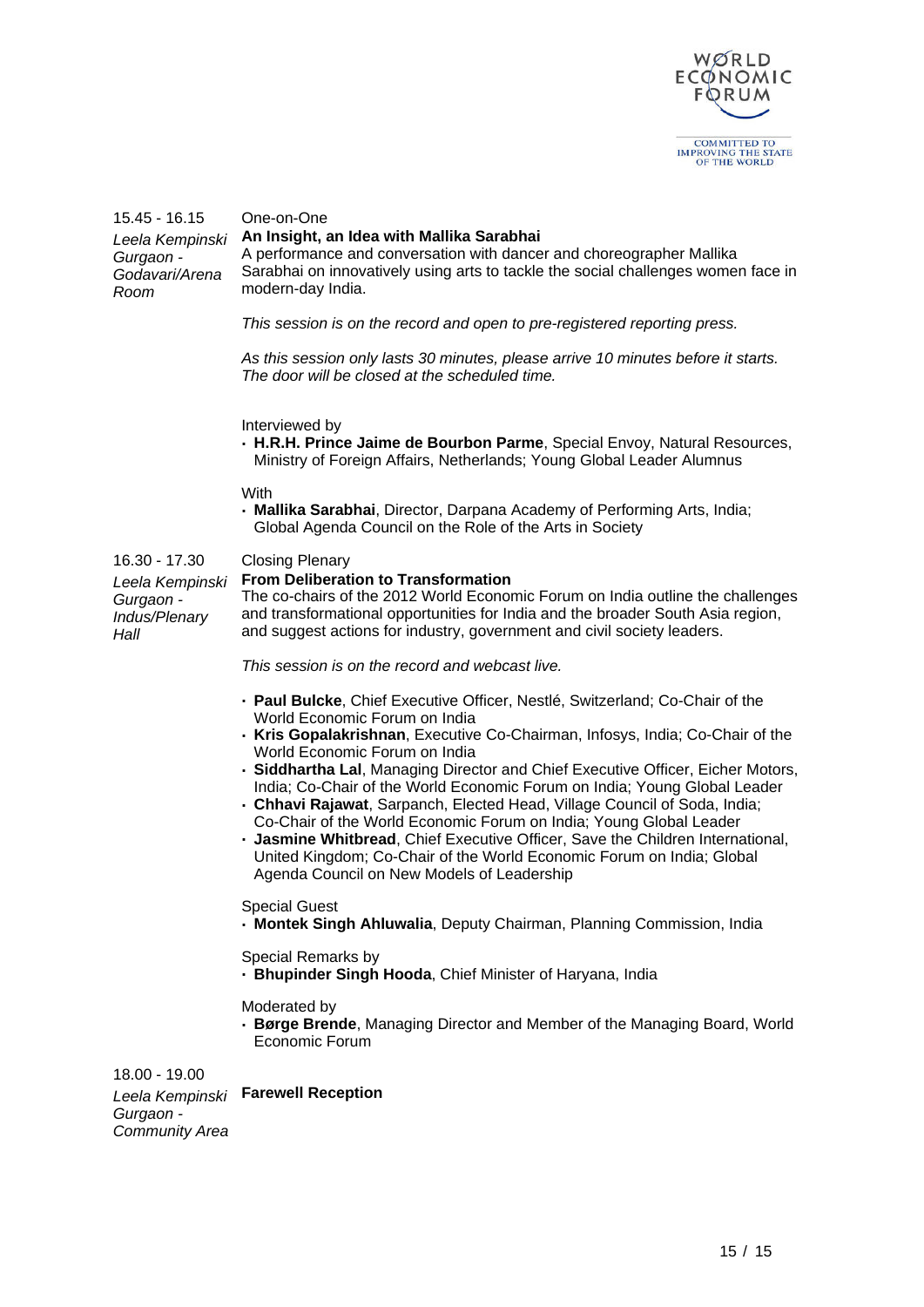15.45 - 16.15

*Leela Kempinski Gurgaon - Godavari/Arena Room*

One-on-One

**An Insight, an Idea with Mallika Sarabhai**

A performance and conversation with dancer and choreographer Mallika Sarabhai on innovatively using arts to tackle the social challenges women face in modern-day India.

*This session is on the record and open to pre-registered reporting press.*

*As this session only lasts 30 minutes, please arrive 10 minutes before it starts. The door will be closed at the scheduled time.*

Interviewed by

- **H.R.H. Prince Jaime de Bourbon Parme**, Special Envoy, Natural Resources, Ministry of Foreign Affairs, Netherlands; Young Global Leader Alumnus

With

- **Mallika Sarabhai**, Director, Darpana Academy of Performing Arts, India; Global Agenda Council on the Role of the Arts in Society

16.30 - 17.30

*Leela Kempinski Gurgaon - Indus/Plenary Hall*

Closing Plenary

**From Deliberation to Transformation**

The co-chairs of the 2012 World Economic Forum on India outline the challenges and transformational opportunities for India and the broader South Asia region, and suggest actions for industry, government and civil society leaders.

*This session is on the record and webcast live.*

- **Paul Bulcke**, Chief Executive Officer, Nestlé, Switzerland; Co-Chair of the World Economic Forum on India
- **Kris Gopalakrishnan**, Executive Co-Chairman, Infosys, India; Co-Chair of the World Economic Forum on India
- **Siddhartha Lal**, Managing Director and Chief Executive Officer, Eicher Motors, India; Co-Chair of the World Economic Forum on India; Young Global Leader
- **Chhavi Rajawat**, Sarpanch, Elected Head, Village Council of Soda, India; Co-Chair of the World Economic Forum on India; Young Global Leader
- **Jasmine Whitbread**, Chief Executive Officer, Save the Children International, United Kingdom; Co-Chair of the World Economic Forum on India; Global Agenda Council on New Models of Leadership

Special Guest

- **Montek Singh Ahluwalia**, Deputy Chairman, Planning Commission, India

Special Remarks by

- **Bhupinder Singh Hooda**, Chief Minister of Haryana, India

Moderated by

- **Børge Brende**, Managing Director and Member of the Managing Board, World Economic Forum

18.00 - 19.00

*Leela Kempinski Gurgaon - Community Area*

**Farewell Reception**